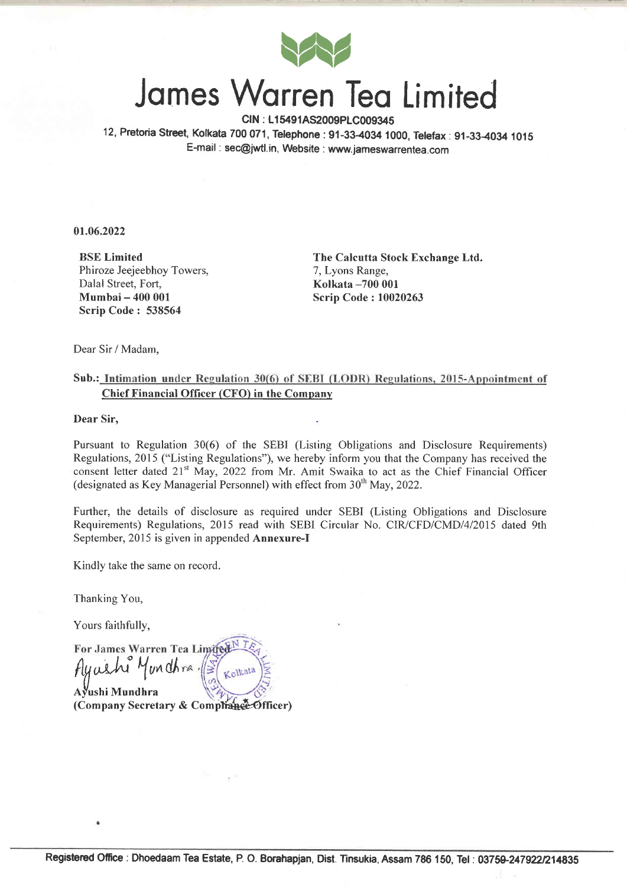# James Warren Tea Limited

**CIN : L15491AS2009PLC009345**

12, Pretoria Street, Kolkata 700 071, Telephone : 91-33-4034 1000, Telefax : 91-33-4034 1015
E-mail : sec@jwtl.in, Website : www.jameswarrentea.com

**01.06.2022**

**BSE Limited**
Phiroze Jeejeebhoy Towers,
Dalal Street, Fort,
**Mumbai – 400 001**
**Scrip Code : 538564**

**The Calcutta Stock Exchange Ltd.**
7, Lyons Range,
**Kolkata –700 001**
**Scrip Code : 10020263**

Dear Sir / Madam,

**Sub.: Intimation under Regulation 30(6) of SEBI (LODR) Regulations, 2015-Appointment of Chief Financial Officer (CFO) in the Company**

**Dear Sir,**

Pursuant to Regulation 30(6) of the SEBI (Listing Obligations and Disclosure Requirements) Regulations, 2015 ("Listing Regulations"), we hereby inform you that the Company has received the consent letter dated 21st May, 2022 from Mr. Amit Swaika to act as the Chief Financial Officer (designated as Key Managerial Personnel) with effect from 30th May, 2022.

Further, the details of disclosure as required under SEBI (Listing Obligations and Disclosure Requirements) Regulations, 2015 read with SEBI Circular No. CIR/CFD/CMD/4/2015 dated 9th September, 2015 is given in appended **Annexure-I**

Kindly take the same on record.

Thanking You,

Yours faithfully,

**For James Warren Tea Limited**

**Ayushi Mundhra**
**(Company Secretary & Compliance Officer)**

Registered Office : Dhoedaam Tea Estate, P. O. Borahapjan, Dist. Tinsukia, Assam 786 150, Tel : 03759-247922/214835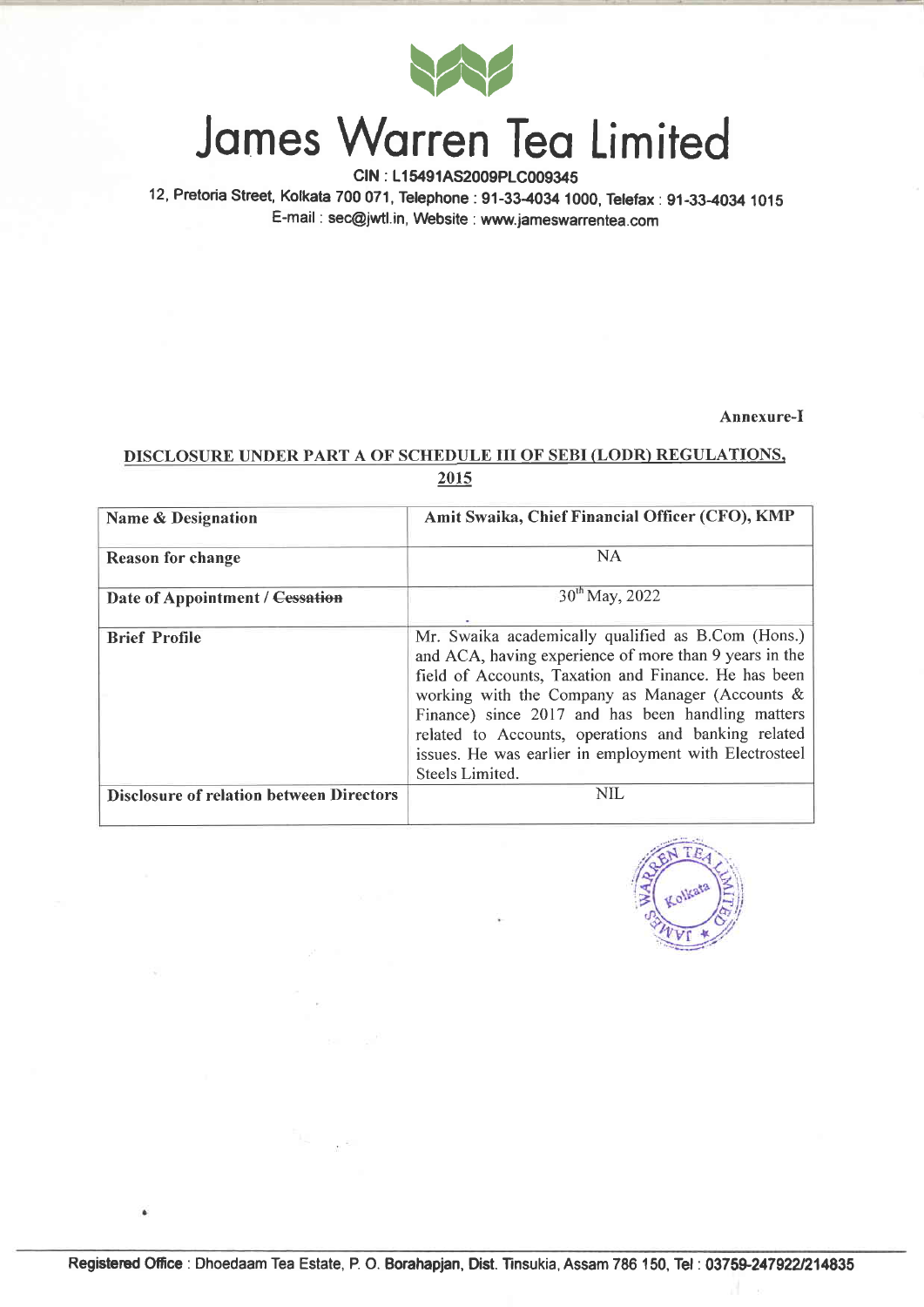# James Warren Tea Limited

CIN : L15491AS2009PLC009345

12, Pretoria Street, Kolkata 700 071, Telephone : 91-33-4034 1000, Telefax : 91-33-4034 1015

E-mail : sec@jwtl.in, Website : www.jameswarrentea.com

**Annexure-I**

**DISCLOSURE UNDER PART A OF SCHEDULE III OF SEBI (LODR) REGULATIONS, 2015**

| | |
|---|---|
| **Name & Designation** | **Amit Swaika, Chief Financial Officer (CFO), KMP** |
| **Reason for change** | NA |
| **Date of Appointment / ~~Cessation~~** | 30th May, 2022 |
| **Brief Profile** | Mr. Swaika academically qualified as B.Com (Hons.) and ACA, having experience of more than 9 years in the field of Accounts, Taxation and Finance. He has been working with the Company as Manager (Accounts & Finance) since 2017 and has been handling matters related to Accounts, operations and banking related issues. He was earlier in employment with Electrosteel Steels Limited. |
| **Disclosure of relation between Directors** | NIL |

Registered Office : Dhoedaam Tea Estate, P. O. Borahapjan, Dist. Tinsukia, Assam 786 150, Tel : 03759-247922/214835